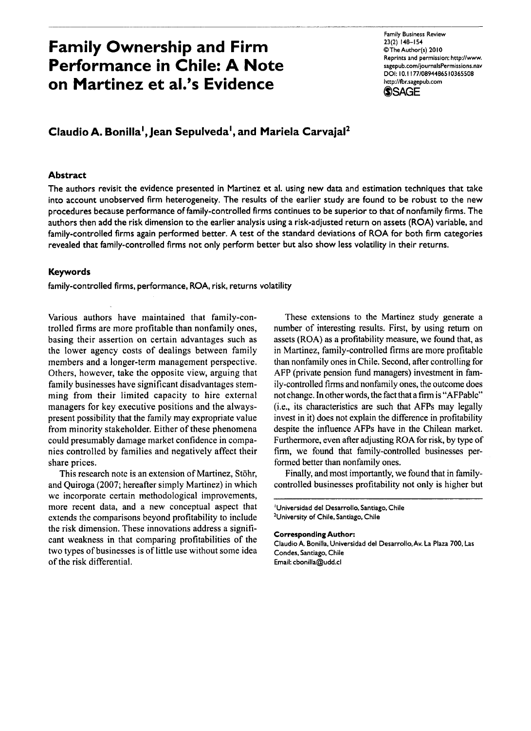# Family Ownership and Firm Performance in Chile: A Note on Martinez et al.'s Evidence

Family Business Review
23(2) 148–154
© The Author(s) 2010
Reprints and permission: http://www.sagepub.com/journalsPermissions.nav
DOI: 10.1177/0894486510365508
http://fbr.sagepub.com

**Claudio A. Bonilla[1], Jean Sepulveda[1], and Mariela Carvajal[2]**

## Abstract

The authors revisit the evidence presented in Martinez et al. using new data and estimation techniques that take into account unobserved firm heterogeneity. The results of the earlier study are found to be robust to the new procedures because performance of family-controlled firms continues to be superior to that of nonfamily firms. The authors then add the risk dimension to the earlier analysis using a risk-adjusted return on assets (ROA) variable, and family-controlled firms again performed better. A test of the standard deviations of ROA for both firm categories revealed that family-controlled firms not only perform better but also show less volatility in their returns.

## Keywords

family-controlled firms, performance, ROA, risk, returns volatility

Various authors have maintained that family-controlled firms are more profitable than nonfamily ones, basing their assertion on certain advantages such as the lower agency costs of dealings between family members and a longer-term management perspective. Others, however, take the opposite view, arguing that family businesses have significant disadvantages stemming from their limited capacity to hire external managers for key executive positions and the always-present possibility that the family may expropriate value from minority stakeholder. Either of these phenomena could presumably damage market confidence in companies controlled by families and negatively affect their share prices.

This research note is an extension of Martinez, Stöhr, and Quiroga (2007; hereafter simply Martinez) in which we incorporate certain methodological improvements, more recent data, and a new conceptual aspect that extends the comparisons beyond profitability to include the risk dimension. These innovations address a significant weakness in that comparing profitabilities of the two types of businesses is of little use without some idea of the risk differential.

These extensions to the Martinez study generate a number of interesting results. First, by using return on assets (ROA) as a profitability measure, we found that, as in Martinez, family-controlled firms are more profitable than nonfamily ones in Chile. Second, after controlling for AFP (private pension fund managers) investment in family-controlled firms and nonfamily ones, the outcome does not change. In other words, the fact that a firm is "AFPable" (i.e., its characteristics are such that AFPs may legally invest in it) does not explain the difference in profitability despite the influence AFPs have in the Chilean market. Furthermore, even after adjusting ROA for risk, by type of firm, we found that family-controlled businesses performed better than nonfamily ones.

Finally, and most importantly, we found that in family-controlled businesses profitability not only is higher but

[1]Universidad del Desarrollo, Santiago, Chile
[2]University of Chile, Santiago, Chile

**Corresponding Author:**
Claudio A. Bonilla, Universidad del Desarrollo, Av. La Plaza 700, Las Condes, Santiago, Chile
Email: cbonilla@udd.cl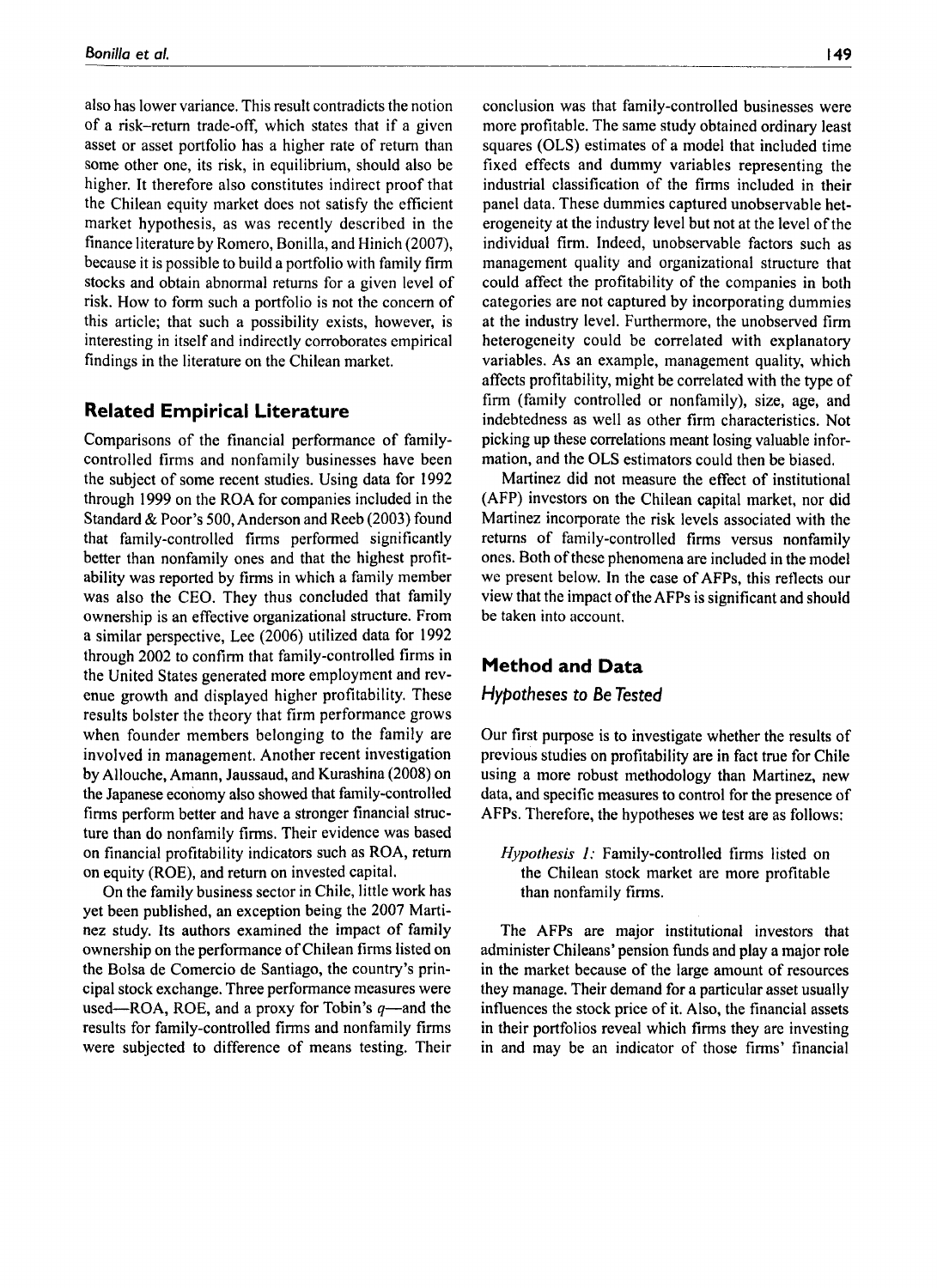also has lower variance. This result contradicts the notion of a risk–return trade-off, which states that if a given asset or asset portfolio has a higher rate of return than some other one, its risk, in equilibrium, should also be higher. It therefore also constitutes indirect proof that the Chilean equity market does not satisfy the efficient market hypothesis, as was recently described in the finance literature by Romero, Bonilla, and Hinich (2007), because it is possible to build a portfolio with family firm stocks and obtain abnormal returns for a given level of risk. How to form such a portfolio is not the concern of this article; that such a possibility exists, however, is interesting in itself and indirectly corroborates empirical findings in the literature on the Chilean market.

## Related Empirical Literature

Comparisons of the financial performance of family-controlled firms and nonfamily businesses have been the subject of some recent studies. Using data for 1992 through 1999 on the ROA for companies included in the Standard & Poor's 500, Anderson and Reeb (2003) found that family-controlled firms performed significantly better than nonfamily ones and that the highest profitability was reported by firms in which a family member was also the CEO. They thus concluded that family ownership is an effective organizational structure. From a similar perspective, Lee (2006) utilized data for 1992 through 2002 to confirm that family-controlled firms in the United States generated more employment and revenue growth and displayed higher profitability. These results bolster the theory that firm performance grows when founder members belonging to the family are involved in management. Another recent investigation by Allouche, Amann, Jaussaud, and Kurashina (2008) on the Japanese economy also showed that family-controlled firms perform better and have a stronger financial structure than do nonfamily firms. Their evidence was based on financial profitability indicators such as ROA, return on equity (ROE), and return on invested capital.

On the family business sector in Chile, little work has yet been published, an exception being the 2007 Martinez study. Its authors examined the impact of family ownership on the performance of Chilean firms listed on the Bolsa de Comercio de Santiago, the country's principal stock exchange. Three performance measures were used—ROA, ROE, and a proxy for Tobin's $q$—and the results for family-controlled firms and nonfamily firms were subjected to difference of means testing. Their conclusion was that family-controlled businesses were more profitable. The same study obtained ordinary least squares (OLS) estimates of a model that included time fixed effects and dummy variables representing the industrial classification of the firms included in their panel data. These dummies captured unobservable heterogeneity at the industry level but not at the level of the individual firm. Indeed, unobservable factors such as management quality and organizational structure that could affect the profitability of the companies in both categories are not captured by incorporating dummies at the industry level. Furthermore, the unobserved firm heterogeneity could be correlated with explanatory variables. As an example, management quality, which affects profitability, might be correlated with the type of firm (family controlled or nonfamily), size, age, and indebtedness as well as other firm characteristics. Not picking up these correlations meant losing valuable information, and the OLS estimators could then be biased.

Martinez did not measure the effect of institutional (AFP) investors on the Chilean capital market, nor did Martinez incorporate the risk levels associated with the returns of family-controlled firms versus nonfamily ones. Both of these phenomena are included in the model we present below. In the case of AFPs, this reflects our view that the impact of the AFPs is significant and should be taken into account.

## Method and Data

### Hypotheses to Be Tested

Our first purpose is to investigate whether the results of previous studies on profitability are in fact true for Chile using a more robust methodology than Martinez, new data, and specific measures to control for the presence of AFPs. Therefore, the hypotheses we test are as follows:

> *Hypothesis 1:* Family-controlled firms listed on the Chilean stock market are more profitable than nonfamily firms.

The AFPs are major institutional investors that administer Chileans' pension funds and play a major role in the market because of the large amount of resources they manage. Their demand for a particular asset usually influences the stock price of it. Also, the financial assets in their portfolios reveal which firms they are investing in and may be an indicator of those firms' financial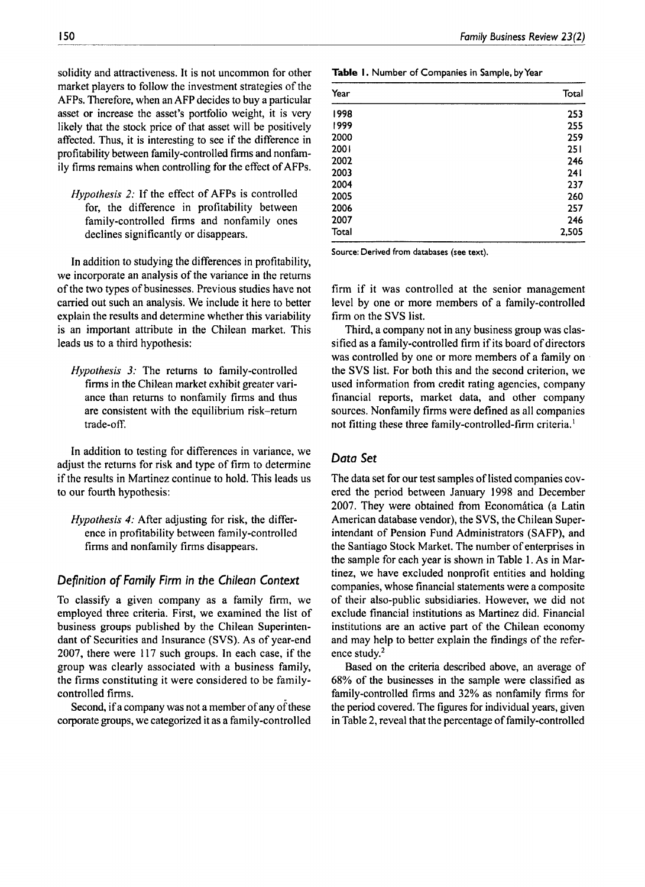solidity and attractiveness. It is not uncommon for other market players to follow the investment strategies of the AFPs. Therefore, when an AFP decides to buy a particular asset or increase the asset's portfolio weight, it is very likely that the stock price of that asset will be positively affected. Thus, it is interesting to see if the difference in profitability between family-controlled firms and nonfamily firms remains when controlling for the effect of AFPs.

> *Hypothesis 2:* If the effect of AFPs is controlled for, the difference in profitability between family-controlled firms and nonfamily ones declines significantly or disappears.

In addition to studying the differences in profitability, we incorporate an analysis of the variance in the returns of the two types of businesses. Previous studies have not carried out such an analysis. We include it here to better explain the results and determine whether this variability is an important attribute in the Chilean market. This leads us to a third hypothesis:

> *Hypothesis 3:* The returns to family-controlled firms in the Chilean market exhibit greater variance than returns to nonfamily firms and thus are consistent with the equilibrium risk–return trade-off.

In addition to testing for differences in variance, we adjust the returns for risk and type of firm to determine if the results in Martinez continue to hold. This leads us to our fourth hypothesis:

> *Hypothesis 4:* After adjusting for risk, the difference in profitability between family-controlled firms and nonfamily firms disappears.

### Definition of Family Firm in the Chilean Context

To classify a given company as a family firm, we employed three criteria. First, we examined the list of business groups published by the Chilean Superintendant of Securities and Insurance (SVS). As of year-end 2007, there were 117 such groups. In each case, if the group was clearly associated with a business family, the firms constituting it were considered to be family-controlled firms.

Second, if a company was not a member of any of these corporate groups, we categorized it as a family-controlled firm if it was controlled at the senior management level by one or more members of a family-controlled firm on the SVS list.

Third, a company not in any business group was classified as a family-controlled firm if its board of directors was controlled by one or more members of a family on the SVS list. For both this and the second criterion, we used information from credit rating agencies, company financial reports, market data, and other company sources. Nonfamily firms were defined as all companies not fitting these three family-controlled-firm criteria.[1]

**Table 1.** Number of Companies in Sample, by Year

| Year | Total |
|---|---|
| 1998 | 253 |
| 1999 | 255 |
| 2000 | 259 |
| 2001 | 251 |
| 2002 | 246 |
| 2003 | 241 |
| 2004 | 237 |
| 2005 | 260 |
| 2006 | 257 |
| 2007 | 246 |
| Total | 2,505 |

Source: Derived from databases (see text).

### Data Set

The data set for our test samples of listed companies covered the period between January 1998 and December 2007. They were obtained from Economática (a Latin American database vendor), the SVS, the Chilean Superintendant of Pension Fund Administrators (SAFP), and the Santiago Stock Market. The number of enterprises in the sample for each year is shown in Table 1. As in Martinez, we have excluded nonprofit entities and holding companies, whose financial statements were a composite of their also-public subsidiaries. However, we did not exclude financial institutions as Martinez did. Financial institutions are an active part of the Chilean economy and may help to better explain the findings of the reference study.[2]

Based on the criteria described above, an average of 68% of the businesses in the sample were classified as family-controlled firms and 32% as nonfamily firms for the period covered. The figures for individual years, given in Table 2, reveal that the percentage of family-controlled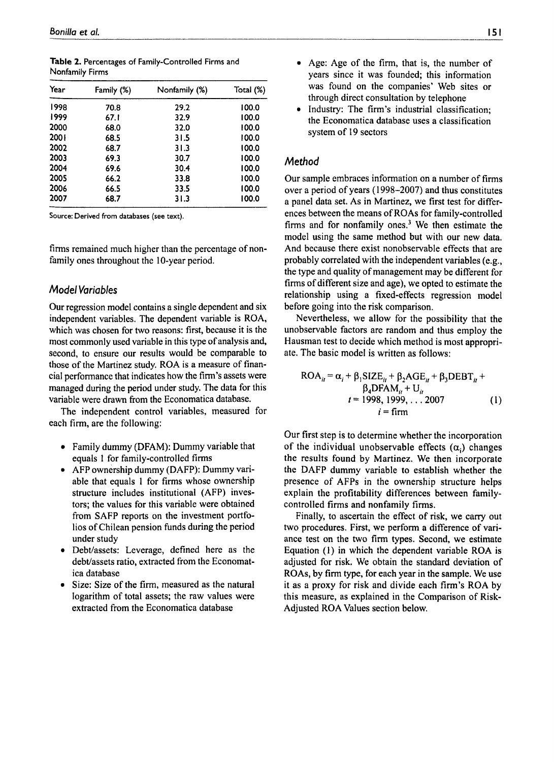**Table 2.** Percentages of Family-Controlled Firms and Nonfamily Firms

| Year | Family (%) | Nonfamily (%) | Total (%) |
|---|---|---|---|
| 1998 | 70.8 | 29.2 | 100.0 |
| 1999 | 67.1 | 32.9 | 100.0 |
| 2000 | 68.0 | 32.0 | 100.0 |
| 2001 | 68.5 | 31.5 | 100.0 |
| 2002 | 68.7 | 31.3 | 100.0 |
| 2003 | 69.3 | 30.7 | 100.0 |
| 2004 | 69.6 | 30.4 | 100.0 |
| 2005 | 66.2 | 33.8 | 100.0 |
| 2006 | 66.5 | 33.5 | 100.0 |
| 2007 | 68.7 | 31.3 | 100.0 |

Source: Derived from databases (see text).

firms remained much higher than the percentage of nonfamily ones throughout the 10-year period.

### Model Variables

Our regression model contains a single dependent and six independent variables. The dependent variable is ROA, which was chosen for two reasons: first, because it is the most commonly used variable in this type of analysis and, second, to ensure our results would be comparable to those of the Martinez study. ROA is a measure of financial performance that indicates how the firm's assets were managed during the period under study. The data for this variable were drawn from the Economatica database.

The independent control variables, measured for each firm, are the following:

- Family dummy (DFAM): Dummy variable that equals 1 for family-controlled firms
- AFP ownership dummy (DAFP): Dummy variable that equals 1 for firms whose ownership structure includes institutional (AFP) investors; the values for this variable were obtained from SAFP reports on the investment portfolios of Chilean pension funds during the period under study
- Debt/assets: Leverage, defined here as the debt/assets ratio, extracted from the Economatica database
- Size: Size of the firm, measured as the natural logarithm of total assets; the raw values were extracted from the Economatica database
- Age: Age of the firm, that is, the number of years since it was founded; this information was found on the companies' Web sites or through direct consultation by telephone
- Industry: The firm's industrial classification; the Economatica database uses a classification system of 19 sectors

### Method

Our sample embraces information on a number of firms over a period of years (1998–2007) and thus constitutes a panel data set. As in Martinez, we first test for differences between the means of ROAs for family-controlled firms and for nonfamily ones.[3] We then estimate the model using the same method but with our new data. And because there exist nonobservable effects that are probably correlated with the independent variables (e.g., the type and quality of management may be different for firms of different size and age), we opted to estimate the relationship using a fixed-effects regression model before going into the risk comparison.

Nevertheless, we allow for the possibility that the unobservable factors are random and thus employ the Hausman test to decide which method is most appropriate. The basic model is written as follows:

$$ROA_{it} = \alpha_i + \beta_1 SIZE_{it} + \beta_2 AGE_{it} + \beta_3 DEBT_{it} + \beta_4 DFAM_{it} + U_{it} \qquad (1)$$
$$t = 1998, 1999, \ldots 2007$$
$$i = \text{firm}$$

Our first step is to determine whether the incorporation of the individual unobservable effects ($\alpha_i$) changes the results found by Martinez. We then incorporate the DAFP dummy variable to establish whether the presence of AFPs in the ownership structure helps explain the profitability differences between family-controlled firms and nonfamily firms.

Finally, to ascertain the effect of risk, we carry out two procedures. First, we perform a difference of variance test on the two firm types. Second, we estimate Equation (1) in which the dependent variable ROA is adjusted for risk. We obtain the standard deviation of ROAs, by firm type, for each year in the sample. We use it as a proxy for risk and divide each firm's ROA by this measure, as explained in the Comparison of Risk-Adjusted ROA Values section below.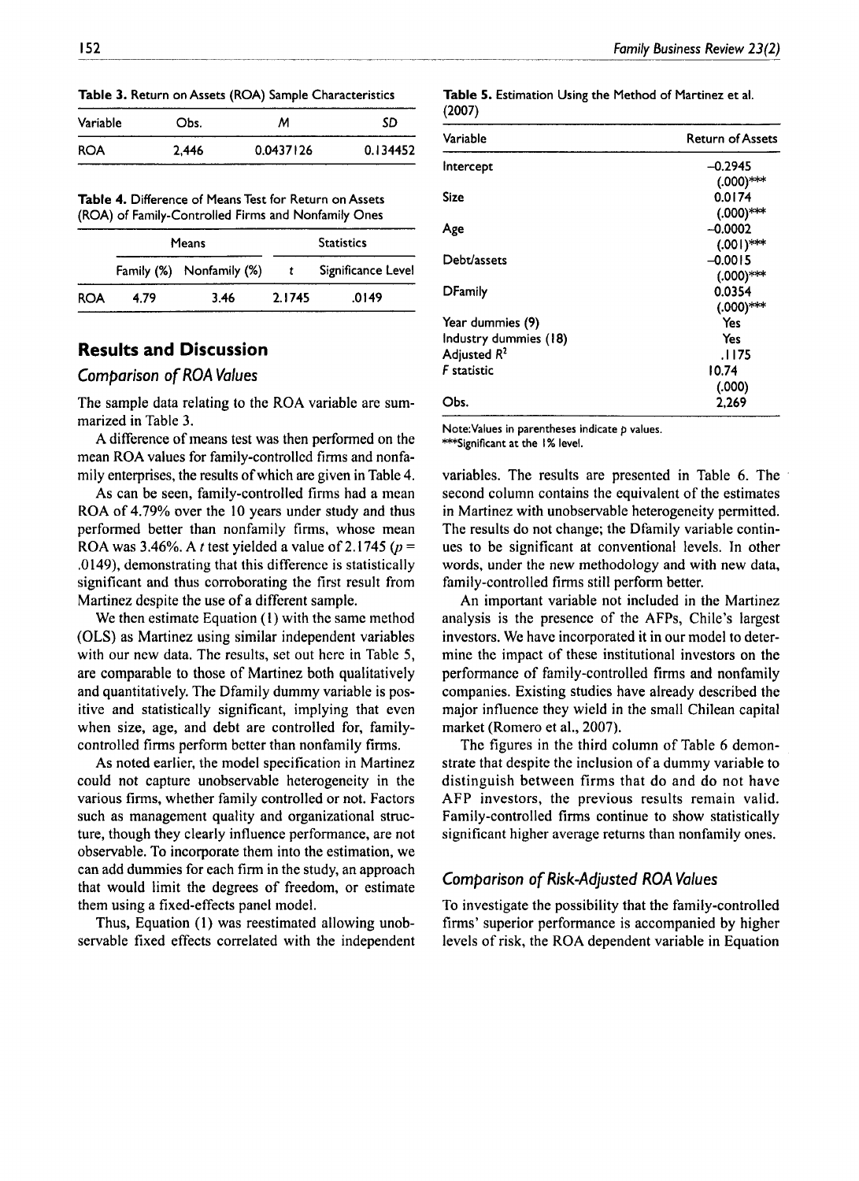**Table 3.** Return on Assets (ROA) Sample Characteristics

| Variable | Obs. | M | SD |
|---|---|---|---|
| ROA | 2,446 | 0.0437126 | 0.134452 |

**Table 4.** Difference of Means Test for Return on Assets (ROA) of Family-Controlled Firms and Nonfamily Ones

| | Means | | Statistics | |
|---|---|---|---|---|
| | Family (%) | Nonfamily (%) | t | Significance Level |
| ROA | 4.79 | 3.46 | 2.1745 | .0149 |

## Results and Discussion

### Comparison of ROA Values

The sample data relating to the ROA variable are summarized in Table 3.

A difference of means test was then performed on the mean ROA values for family-controlled firms and nonfamily enterprises, the results of which are given in Table 4.

As can be seen, family-controlled firms had a mean ROA of 4.79% over the 10 years under study and thus performed better than nonfamily firms, whose mean ROA was 3.46%. A $t$ test yielded a value of 2.1745 ($p$ = .0149), demonstrating that this difference is statistically significant and thus corroborating the first result from Martinez despite the use of a different sample.

We then estimate Equation (1) with the same method (OLS) as Martinez using similar independent variables with our new data. The results, set out here in Table 5, are comparable to those of Martinez both qualitatively and quantitatively. The Dfamily dummy variable is positive and statistically significant, implying that even when size, age, and debt are controlled for, family-controlled firms perform better than nonfamily firms.

As noted earlier, the model specification in Martinez could not capture unobservable heterogeneity in the various firms, whether family controlled or not. Factors such as management quality and organizational structure, though they clearly influence performance, are not observable. To incorporate them into the estimation, we can add dummies for each firm in the study, an approach that would limit the degrees of freedom, or estimate them using a fixed-effects panel model.

Thus, Equation (1) was reestimated allowing unobservable fixed effects correlated with the independent variables. The results are presented in Table 6. The second column contains the equivalent of the estimates in Martinez with unobservable heterogeneity permitted. The results do not change; the Dfamily variable continues to be significant at conventional levels. In other words, under the new methodology and with new data, family-controlled firms still perform better.

An important variable not included in the Martinez analysis is the presence of the AFPs, Chile's largest investors. We have incorporated it in our model to determine the impact of these institutional investors on the performance of family-controlled firms and nonfamily companies. Existing studies have already described the major influence they wield in the small Chilean capital market (Romero et al., 2007).

The figures in the third column of Table 6 demonstrate that despite the inclusion of a dummy variable to distinguish between firms that do and do not have AFP investors, the previous results remain valid. Family-controlled firms continue to show statistically significant higher average returns than nonfamily ones.

**Table 5.** Estimation Using the Method of Martinez et al. (2007)

| Variable | Return of Assets |
|---|---|
| Intercept | −0.2945 |
| | (.000)*** |
| Size | 0.0174 |
| | (.000)*** |
| Age | −0.0002 |
| | (.001)*** |
| Debt/assets | −0.0015 |
| | (.000)*** |
| DFamily | 0.0354 |
| | (.000)*** |
| Year dummies (9) | Yes |
| Industry dummies (18) | Yes |
| Adjusted $R^2$ | .1175 |
| $F$ statistic | 10.74 |
| | (.000) |
| Obs. | 2,269 |

Note: Values in parentheses indicate $p$ values.
***Significant at the 1% level.

### Comparison of Risk-Adjusted ROA Values

To investigate the possibility that the family-controlled firms' superior performance is accompanied by higher levels of risk, the ROA dependent variable in Equation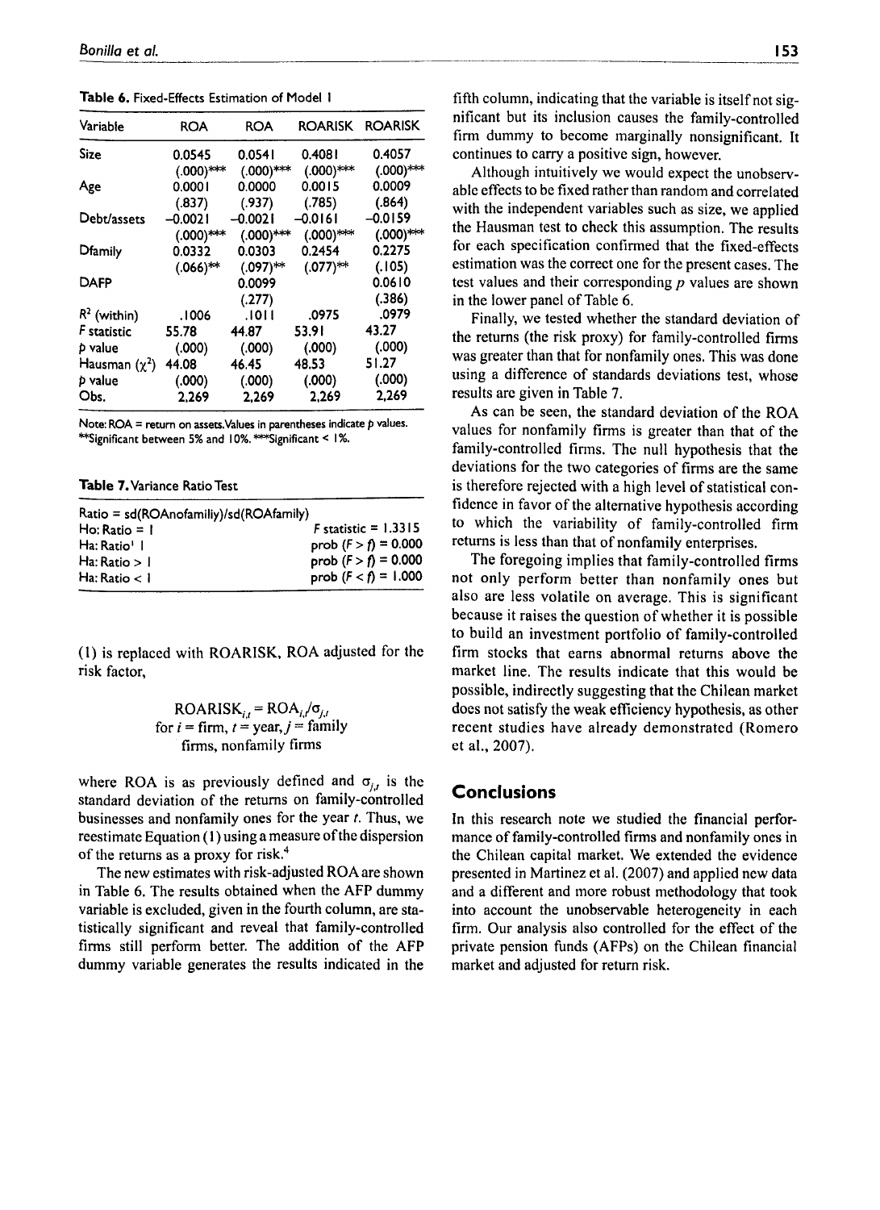**Table 6.** Fixed-Effects Estimation of Model I

| Variable | ROA | ROA | ROARISK | ROARISK |
|---|---|---|---|---|
| Size | 0.0545 | 0.0541 | 0.4081 | 0.4057 |
| | (.000)*** | (.000)*** | (.000)*** | (.000)*** |
| Age | 0.0001 | 0.0000 | 0.0015 | 0.0009 |
| | (.837) | (.937) | (.785) | (.864) |
| Debt/assets | −0.0021 | −0.0021 | −0.0161 | −0.0159 |
| | (.000)*** | (.000)*** | (.000)*** | (.000)*** |
| Dfamily | 0.0332 | 0.0303 | 0.2454 | 0.2275 |
| | (.066)** | (.097)** | (.077)** | (.105) |
| DAFP | | 0.0099 | | 0.0610 |
| | | (.277) | | (.386) |
| $R^2$ (within) | .1006 | .1011 | .0975 | .0979 |
| $F$ statistic | 55.78 | 44.87 | 53.91 | 43.27 |
| $p$ value | (.000) | (.000) | (.000) | (.000) |
| Hausman ($\chi^2$) | 44.08 | 46.45 | 48.53 | 51.27 |
| $p$ value | (.000) | (.000) | (.000) | (.000) |
| Obs. | 2,269 | 2,269 | 2,269 | 2,269 |

Note: ROA = return on assets. Values in parentheses indicate $p$ values.
**Significant between 5% and 10%. ***Significant < 1%.

**Table 7.** Variance Ratio Test

| | |
|---|---|
| Ratio = sd(ROAnofamiliy)/sd(ROAfamily) | |
| Ho: Ratio = 1 | $F$ statistic = 1.3315 |
| Ha: Ratio' 1 | prob ($F > f$) = 0.000 |
| Ha: Ratio > 1 | prob ($F > f$) = 0.000 |
| Ha: Ratio < 1 | prob ($F < f$) = 1.000 |

(1) is replaced with ROARISK, ROA adjusted for the risk factor,

$$\text{ROARISK}_{i,t} = \text{ROA}_{i,t}/\sigma_{j,t}$$
$$\text{for } i = \text{firm}, t = \text{year}, j = \text{family firms, nonfamily firms}$$

where ROA is as previously defined and $\sigma_{j,t}$ is the standard deviation of the returns on family-controlled businesses and nonfamily ones for the year $t$. Thus, we reestimate Equation (1) using a measure of the dispersion of the returns as a proxy for risk.[4]

The new estimates with risk-adjusted ROA are shown in Table 6. The results obtained when the AFP dummy variable is excluded, given in the fourth column, are statistically significant and reveal that family-controlled firms still perform better. The addition of the AFP dummy variable generates the results indicated in the fifth column, indicating that the variable is itself not significant but its inclusion causes the family-controlled firm dummy to become marginally nonsignificant. It continues to carry a positive sign, however.

Although intuitively we would expect the unobservable effects to be fixed rather than random and correlated with the independent variables such as size, we applied the Hausman test to check this assumption. The results for each specification confirmed that the fixed-effects estimation was the correct one for the present cases. The test values and their corresponding $p$ values are shown in the lower panel of Table 6.

Finally, we tested whether the standard deviation of the returns (the risk proxy) for family-controlled firms was greater than that for nonfamily ones. This was done using a difference of standards deviations test, whose results are given in Table 7.

As can be seen, the standard deviation of the ROA values for nonfamily firms is greater than that of the family-controlled firms. The null hypothesis that the deviations for the two categories of firms are the same is therefore rejected with a high level of statistical confidence in favor of the alternative hypothesis according to which the variability of family-controlled firm returns is less than that of nonfamily enterprises.

The foregoing implies that family-controlled firms not only perform better than nonfamily ones but also are less volatile on average. This is significant because it raises the question of whether it is possible to build an investment portfolio of family-controlled firm stocks that earns abnormal returns above the market line. The results indicate that this would be possible, indirectly suggesting that the Chilean market does not satisfy the weak efficiency hypothesis, as other recent studies have already demonstrated (Romero et al., 2007).

## Conclusions

In this research note we studied the financial performance of family-controlled firms and nonfamily ones in the Chilean capital market. We extended the evidence presented in Martinez et al. (2007) and applied new data and a different and more robust methodology that took into account the unobservable heterogeneity in each firm. Our analysis also controlled for the effect of the private pension funds (AFPs) on the Chilean financial market and adjusted for return risk.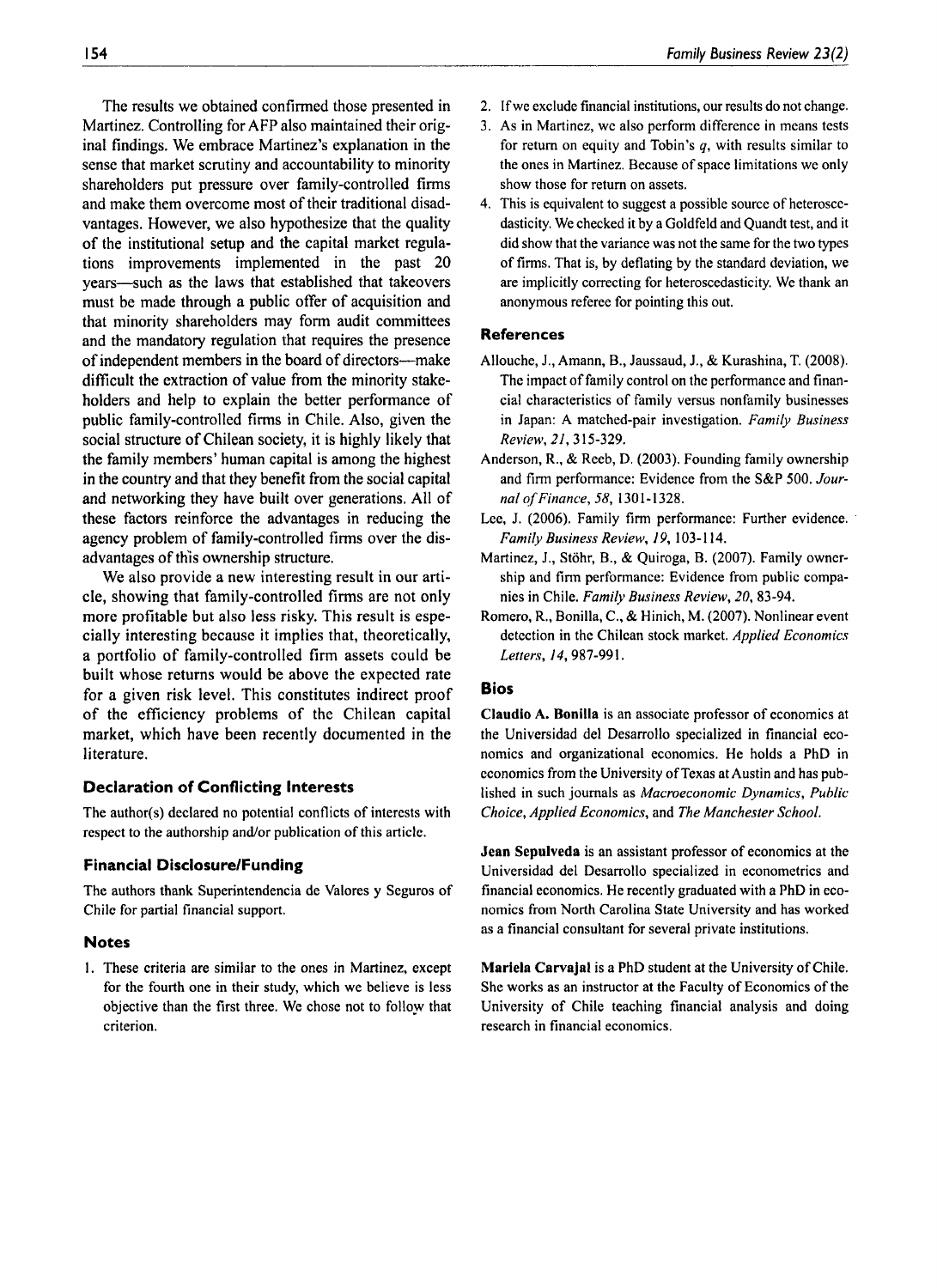The results we obtained confirmed those presented in Martinez. Controlling for AFP also maintained their original findings. We embrace Martinez's explanation in the sense that market scrutiny and accountability to minority shareholders put pressure over family-controlled firms and make them overcome most of their traditional disadvantages. However, we also hypothesize that the quality of the institutional setup and the capital market regulations improvements implemented in the past 20 years—such as the laws that established that takeovers must be made through a public offer of acquisition and that minority shareholders may form audit committees and the mandatory regulation that requires the presence of independent members in the board of directors—make difficult the extraction of value from the minority stakeholders and help to explain the better performance of public family-controlled firms in Chile. Also, given the social structure of Chilean society, it is highly likely that the family members' human capital is among the highest in the country and that they benefit from the social capital and networking they have built over generations. All of these factors reinforce the advantages in reducing the agency problem of family-controlled firms over the disadvantages of this ownership structure.

We also provide a new interesting result in our article, showing that family-controlled firms are not only more profitable but also less risky. This result is especially interesting because it implies that, theoretically, a portfolio of family-controlled firm assets could be built whose returns would be above the expected rate for a given risk level. This constitutes indirect proof of the efficiency problems of the Chilean capital market, which have been recently documented in the literature.

## Declaration of Conflicting Interests

The author(s) declared no potential conflicts of interests with respect to the authorship and/or publication of this article.

## Financial Disclosure/Funding

The authors thank Superintendencia de Valores y Seguros of Chile for partial financial support.

## Notes

1. These criteria are similar to the ones in Martinez, except for the fourth one in their study, which we believe is less objective than the first three. We chose not to follow that criterion.
2. If we exclude financial institutions, our results do not change.
3. As in Martinez, we also perform difference in means tests for return on equity and Tobin's $q$, with results similar to the ones in Martinez. Because of space limitations we only show those for return on assets.
4. This is equivalent to suggest a possible source of heteroscedasticity. We checked it by a Goldfeld and Quandt test, and it did show that the variance was not the same for the two types of firms. That is, by deflating by the standard deviation, we are implicitly correcting for heteroscedasticity. We thank an anonymous referee for pointing this out.

## References

Allouche, J., Amann, B., Jaussaud, J., & Kurashina, T. (2008). The impact of family control on the performance and financial characteristics of family versus nonfamily businesses in Japan: A matched-pair investigation. *Family Business Review, 21*, 315-329.

Anderson, R., & Reeb, D. (2003). Founding family ownership and firm performance: Evidence from the S&P 500. *Journal of Finance, 58*, 1301-1328.

Lee, J. (2006). Family firm performance: Further evidence. *Family Business Review, 19*, 103-114.

Martinez, J., Stöhr, B., & Quiroga, B. (2007). Family ownership and firm performance: Evidence from public companies in Chile. *Family Business Review, 20*, 83-94.

Romero, R., Bonilla, C., & Hinich, M. (2007). Nonlinear event detection in the Chilean stock market. *Applied Economics Letters, 14*, 987-991.

## Bios

**Claudio A. Bonilla** is an associate professor of economics at the Universidad del Desarrollo specialized in financial economics and organizational economics. He holds a PhD in economics from the University of Texas at Austin and has published in such journals as *Macroeconomic Dynamics*, *Public Choice*, *Applied Economics*, and *The Manchester School*.

**Jean Sepulveda** is an assistant professor of economics at the Universidad del Desarrollo specialized in econometrics and financial economics. He recently graduated with a PhD in economics from North Carolina State University and has worked as a financial consultant for several private institutions.

**Mariela Carvajal** is a PhD student at the University of Chile. She works as an instructor at the Faculty of Economics of the University of Chile teaching financial analysis and doing research in financial economics.